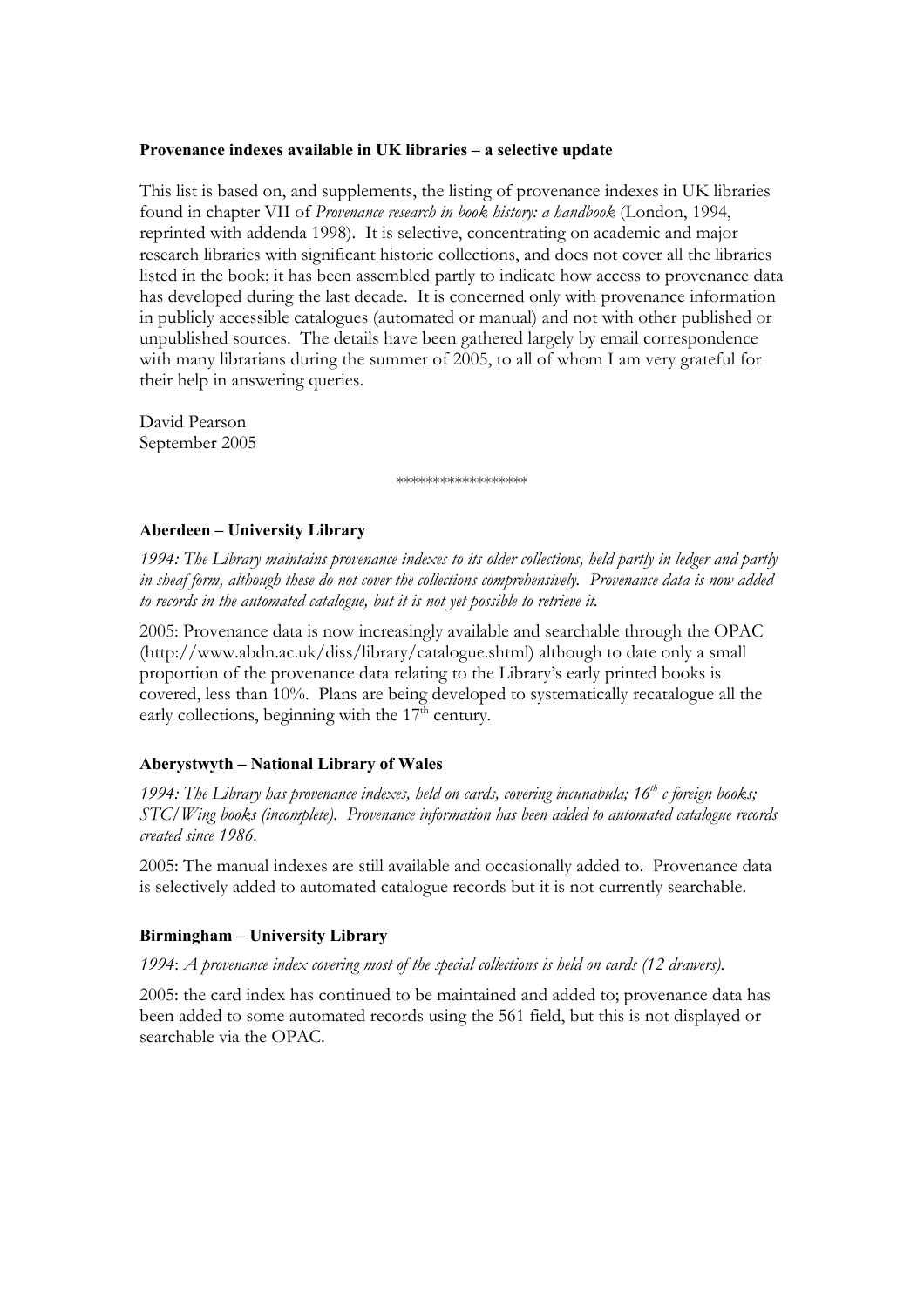**Provenance indexes available in UK libraries – a selective update**

This list is based on, and supplements, the listing of provenance indexes in UK libraries found in chapter VII of *Provenance research in book history: a handbook* (London, 1994, reprinted with addenda 1998). It is selective, concentrating on academic and major research libraries with significant historic collections, and does not cover all the libraries listed in the book; it has been assembled partly to indicate how access to provenance data has developed during the last decade. It is concerned only with provenance information in publicly accessible catalogues (automated or manual) and not with other published or unpublished sources. The details have been gathered largely by email correspondence with many librarians during the summer of 2005, to all of whom I am very grateful for their help in answering queries.

David Pearson
September 2005

\*\*\*\*\*\*\*\*\*\*\*\*\*\*\*\*\*\*

**Aberdeen – University Library**

*1994: The Library maintains provenance indexes to its older collections, held partly in ledger and partly in sheaf form, although these do not cover the collections comprehensively. Provenance data is now added to records in the automated catalogue, but it is not yet possible to retrieve it.*

2005: Provenance data is now increasingly available and searchable through the OPAC (http://www.abdn.ac.uk/diss/library/catalogue.shtml) although to date only a small proportion of the provenance data relating to the Library's early printed books is covered, less than 10%. Plans are being developed to systematically recatalogue all the early collections, beginning with the 17th century.

**Aberystwyth – National Library of Wales**

*1994: The Library has provenance indexes, held on cards, covering incunabula; 16th c foreign books; STC/Wing books (incomplete). Provenance information has been added to automated catalogue records created since 1986.*

2005: The manual indexes are still available and occasionally added to. Provenance data is selectively added to automated catalogue records but it is not currently searchable.

**Birmingham – University Library**

*1994: A provenance index covering most of the special collections is held on cards (12 drawers).*

2005: the card index has continued to be maintained and added to; provenance data has been added to some automated records using the 561 field, but this is not displayed or searchable via the OPAC.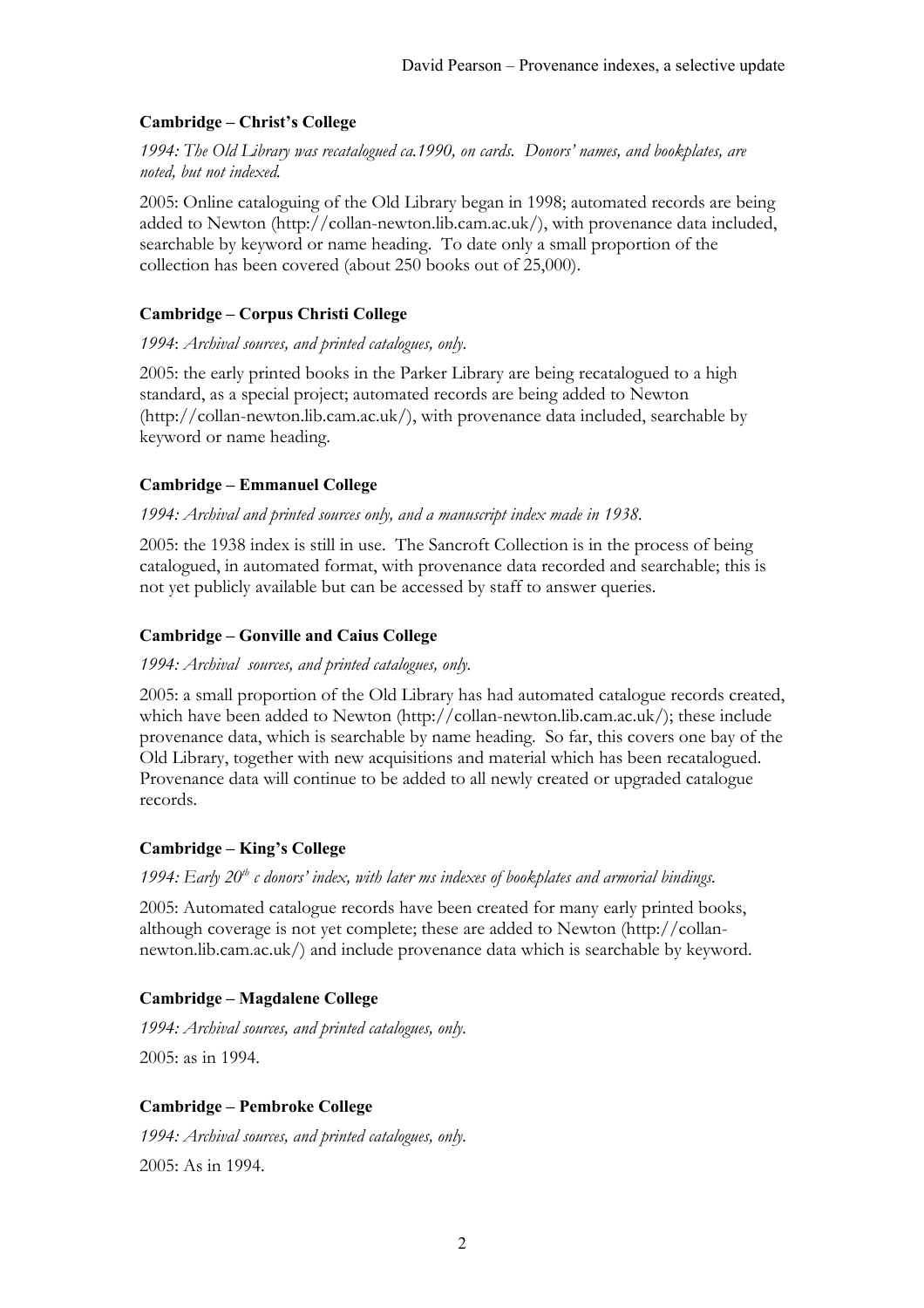**Cambridge – Christ's College**

*1994: The Old Library was recatalogued ca.1990, on cards. Donors' names, and bookplates, are noted, but not indexed.*

2005: Online cataloguing of the Old Library began in 1998; automated records are being added to Newton (http://collan-newton.lib.cam.ac.uk/), with provenance data included, searchable by keyword or name heading. To date only a small proportion of the collection has been covered (about 250 books out of 25,000).

**Cambridge – Corpus Christi College**

*1994: Archival sources, and printed catalogues, only.*

2005: the early printed books in the Parker Library are being recatalogued to a high standard, as a special project; automated records are being added to Newton (http://collan-newton.lib.cam.ac.uk/), with provenance data included, searchable by keyword or name heading.

**Cambridge – Emmanuel College**

*1994: Archival and printed sources only, and a manuscript index made in 1938.*

2005: the 1938 index is still in use. The Sancroft Collection is in the process of being catalogued, in automated format, with provenance data recorded and searchable; this is not yet publicly available but can be accessed by staff to answer queries.

**Cambridge – Gonville and Caius College**

*1994: Archival sources, and printed catalogues, only.*

2005: a small proportion of the Old Library has had automated catalogue records created, which have been added to Newton (http://collan-newton.lib.cam.ac.uk/); these include provenance data, which is searchable by name heading. So far, this covers one bay of the Old Library, together with new acquisitions and material which has been recatalogued. Provenance data will continue to be added to all newly created or upgraded catalogue records.

**Cambridge – King's College**

*1994: Early 20th c donors' index, with later ms indexes of bookplates and armorial bindings.*

2005: Automated catalogue records have been created for many early printed books, although coverage is not yet complete; these are added to Newton (http://collan-newton.lib.cam.ac.uk/) and include provenance data which is searchable by keyword.

**Cambridge – Magdalene College**

*1994: Archival sources, and printed catalogues, only.*

2005: as in 1994.

**Cambridge – Pembroke College**

*1994: Archival sources, and printed catalogues, only.*

2005: As in 1994.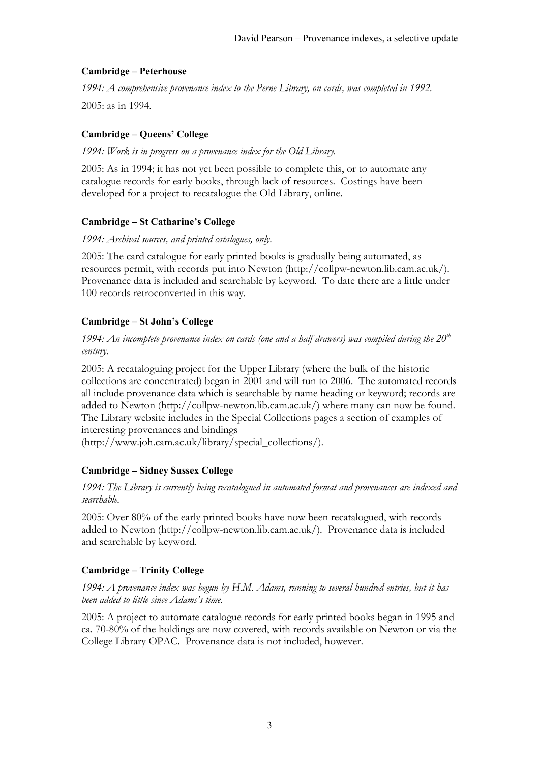**Cambridge – Peterhouse**

*1994: A comprehensive provenance index to the Perne Library, on cards, was completed in 1992.*

2005: as in 1994.

**Cambridge – Queens' College**

*1994: Work is in progress on a provenance index for the Old Library.*

2005: As in 1994; it has not yet been possible to complete this, or to automate any catalogue records for early books, through lack of resources. Costings have been developed for a project to recatalogue the Old Library, online.

**Cambridge – St Catharine's College**

*1994: Archival sources, and printed catalogues, only.*

2005: The card catalogue for early printed books is gradually being automated, as resources permit, with records put into Newton (http://collpw-newton.lib.cam.ac.uk/). Provenance data is included and searchable by keyword. To date there are a little under 100 records retroconverted in this way.

**Cambridge – St John's College**

*1994: An incomplete provenance index on cards (one and a half drawers) was compiled during the 20th century.*

2005: A recataloguing project for the Upper Library (where the bulk of the historic collections are concentrated) began in 2001 and will run to 2006. The automated records all include provenance data which is searchable by name heading or keyword; records are added to Newton (http://collpw-newton.lib.cam.ac.uk/) where many can now be found. The Library website includes in the Special Collections pages a section of examples of interesting provenances and bindings (http://www.joh.cam.ac.uk/library/special_collections/).

**Cambridge – Sidney Sussex College**

*1994: The Library is currently being recatalogued in automated format and provenances are indexed and searchable.*

2005: Over 80% of the early printed books have now been recatalogued, with records added to Newton (http://collpw-newton.lib.cam.ac.uk/). Provenance data is included and searchable by keyword.

**Cambridge – Trinity College**

*1994: A provenance index was begun by H.M. Adams, running to several hundred entries, but it has been added to little since Adams's time.*

2005: A project to automate catalogue records for early printed books began in 1995 and ca. 70-80% of the holdings are now covered, with records available on Newton or via the College Library OPAC. Provenance data is not included, however.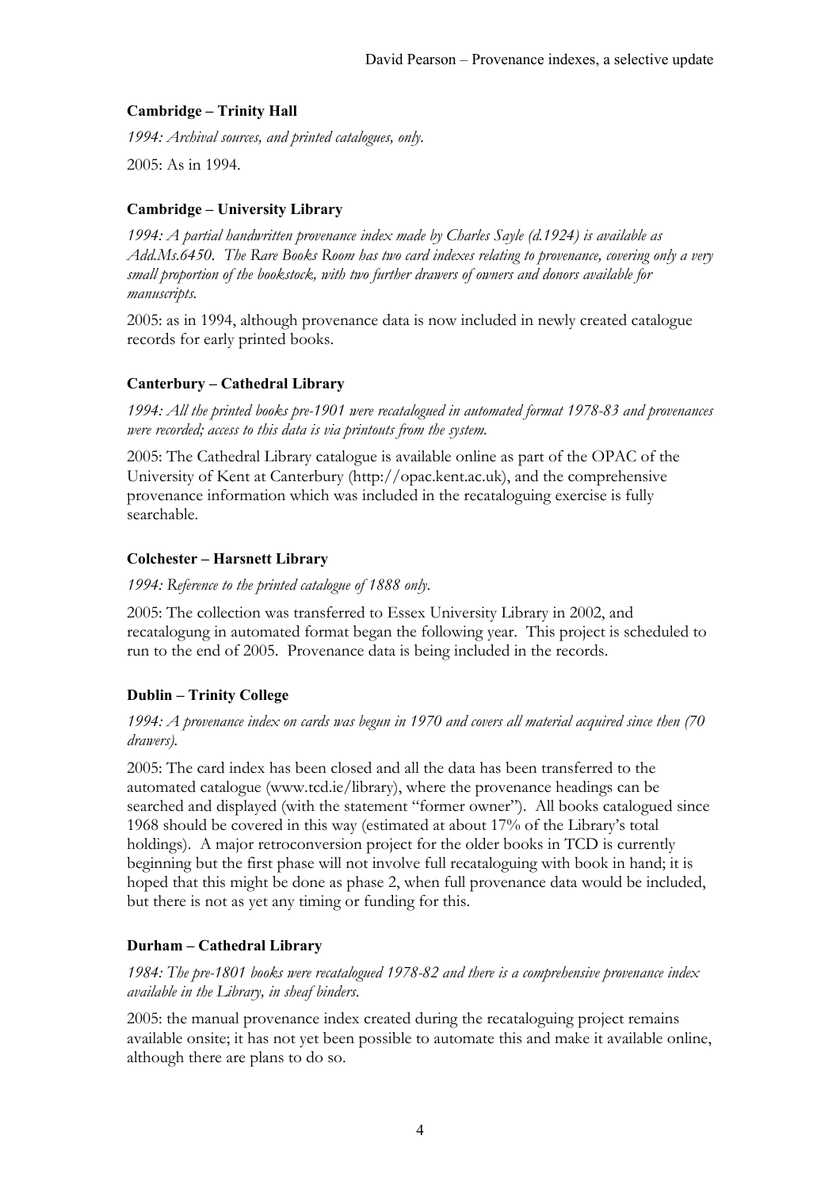**Cambridge – Trinity Hall**

*1994: Archival sources, and printed catalogues, only.*

2005: As in 1994.

**Cambridge – University Library**

*1994: A partial handwritten provenance index made by Charles Sayle (d.1924) is available as Add.Ms.6450. The Rare Books Room has two card indexes relating to provenance, covering only a very small proportion of the bookstock, with two further drawers of owners and donors available for manuscripts.*

2005: as in 1994, although provenance data is now included in newly created catalogue records for early printed books.

**Canterbury – Cathedral Library**

*1994: All the printed books pre-1901 were recatalogued in automated format 1978-83 and provenances were recorded; access to this data is via printouts from the system.*

2005: The Cathedral Library catalogue is available online as part of the OPAC of the University of Kent at Canterbury (http://opac.kent.ac.uk), and the comprehensive provenance information which was included in the recataloguing exercise is fully searchable.

**Colchester – Harsnett Library**

*1994: Reference to the printed catalogue of 1888 only.*

2005: The collection was transferred to Essex University Library in 2002, and recatalogung in automated format began the following year. This project is scheduled to run to the end of 2005. Provenance data is being included in the records.

**Dublin – Trinity College**

*1994: A provenance index on cards was begun in 1970 and covers all material acquired since then (70 drawers).*

2005: The card index has been closed and all the data has been transferred to the automated catalogue (www.tcd.ie/library), where the provenance headings can be searched and displayed (with the statement "former owner"). All books catalogued since 1968 should be covered in this way (estimated at about 17% of the Library's total holdings). A major retroconversion project for the older books in TCD is currently beginning but the first phase will not involve full recataloguing with book in hand; it is hoped that this might be done as phase 2, when full provenance data would be included, but there is not as yet any timing or funding for this.

**Durham – Cathedral Library**

*1984: The pre-1801 books were recatalogued 1978-82 and there is a comprehensive provenance index available in the Library, in sheaf binders.*

2005: the manual provenance index created during the recataloguing project remains available onsite; it has not yet been possible to automate this and make it available online, although there are plans to do so.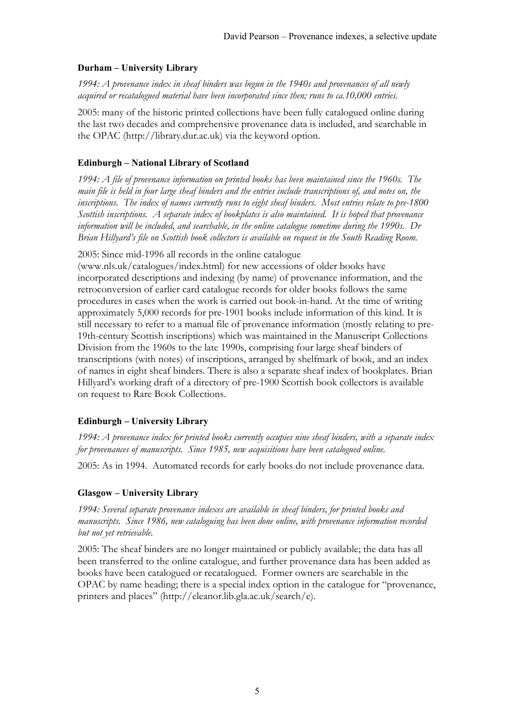**Durham – University Library**

*1994: A provenance index in sheaf binders was begun in the 1940s and provenances of all newly acquired or recatalogued material have been incorporated since then; runs to ca.10,000 entries.*

2005: many of the historic printed collections have been fully catalogued online during the last two decades and comprehensive provenance data is included, and searchable in the OPAC (http://library.dur.ac.uk) via the keyword option.

**Edinburgh – National Library of Scotland**

*1994: A file of provenance information on printed books has been maintained since the 1960s. The main file is held in four large sheaf binders and the entries include transcriptions of, and notes on, the inscriptions. The index of names currently runs to eight sheaf binders. Most entries relate to pre-1800 Scottish inscriptions. A separate index of bookplates is also maintained. It is hoped that provenance information will be included, and searchable, in the online catalogue sometime during the 1990s. Dr Brian Hillyard's file on Scottish book collectors is available on request in the South Reading Room.*

2005: Since mid-1996 all records in the online catalogue (www.nls.uk/catalogues/index.html) for new accessions of older books have incorporated descriptions and indexing (by name) of provenance information, and the retroconversion of earlier card catalogue records for older books follows the same procedures in cases when the work is carried out book-in-hand. At the time of writing approximately 5,000 records for pre-1901 books include information of this kind. It is still necessary to refer to a manual file of provenance information (mostly relating to pre-19th-century Scottish inscriptions) which was maintained in the Manuscript Collections Division from the 1960s to the late 1990s, comprising four large sheaf binders of transcriptions (with notes) of inscriptions, arranged by shelfmark of book, and an index of names in eight sheaf binders. There is also a separate sheaf index of bookplates. Brian Hillyard's working draft of a directory of pre-1900 Scottish book collectors is available on request to Rare Book Collections.

**Edinburgh – University Library**

*1994: A provenance index for printed books currently occupies nine sheaf binders, with a separate index for provenances of manuscripts. Since 1985, new acquisitions have been catalogued online.*

2005: As in 1994. Automated records for early books do not include provenance data.

**Glasgow – University Library**

*1994: Several separate provenance indexes are available in sheaf binders, for printed books and manuscripts. Since 1986, new cataloguing has been done online, with provenance information recorded but not yet retrievable.*

2005: The sheaf binders are no longer maintained or publicly available; the data has all been transferred to the online catalogue, and further provenance data has been added as books have been catalogued or recatalogued. Former owners are searchable in the OPAC by name heading; there is a special index option in the catalogue for "provenance, printers and places" (http://eleanor.lib.gla.ac.uk/search/e).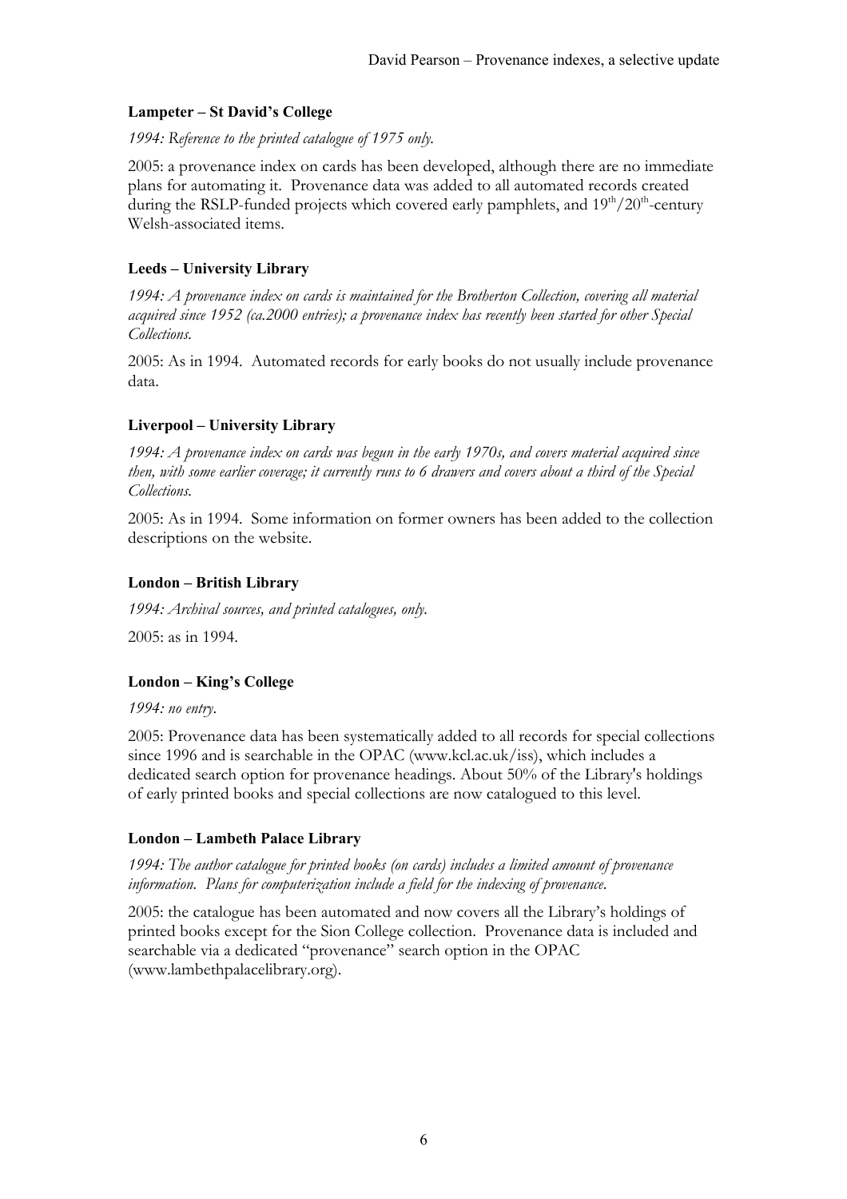### Lampeter – St David's College

*1994: Reference to the printed catalogue of 1975 only.*

2005: a provenance index on cards has been developed, although there are no immediate plans for automating it. Provenance data was added to all automated records created during the RSLP-funded projects which covered early pamphlets, and 19th/20th-century Welsh-associated items.

### Leeds – University Library

*1994: A provenance index on cards is maintained for the Brotherton Collection, covering all material acquired since 1952 (ca.2000 entries); a provenance index has recently been started for other Special Collections.*

2005: As in 1994. Automated records for early books do not usually include provenance data.

### Liverpool – University Library

*1994: A provenance index on cards was begun in the early 1970s, and covers material acquired since then, with some earlier coverage; it currently runs to 6 drawers and covers about a third of the Special Collections.*

2005: As in 1994. Some information on former owners has been added to the collection descriptions on the website.

### London – British Library

*1994: Archival sources, and printed catalogues, only.*

2005: as in 1994.

### London – King's College

*1994: no entry.*

2005: Provenance data has been systematically added to all records for special collections since 1996 and is searchable in the OPAC (www.kcl.ac.uk/iss), which includes a dedicated search option for provenance headings. About 50% of the Library's holdings of early printed books and special collections are now catalogued to this level.

### London – Lambeth Palace Library

*1994: The author catalogue for printed books (on cards) includes a limited amount of provenance information. Plans for computerization include a field for the indexing of provenance.*

2005: the catalogue has been automated and now covers all the Library's holdings of printed books except for the Sion College collection. Provenance data is included and searchable via a dedicated "provenance" search option in the OPAC (www.lambethpalacelibrary.org).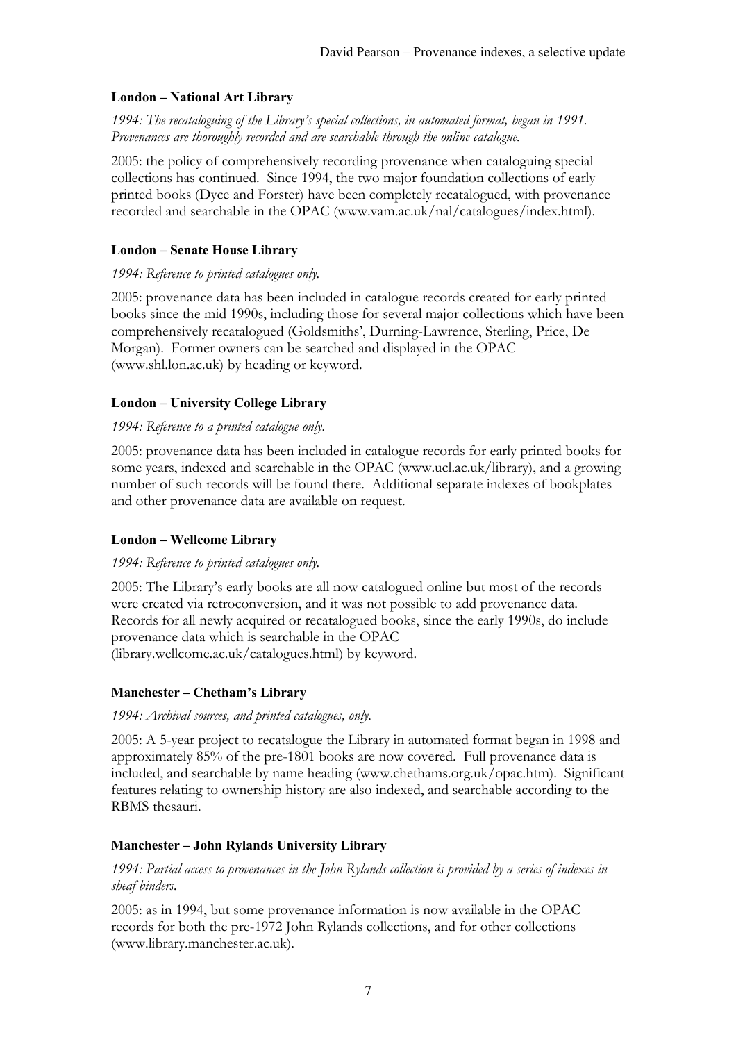**London – National Art Library**

*1994: The recataloguing of the Library's special collections, in automated format, began in 1991. Provenances are thoroughly recorded and are searchable through the online catalogue.*

2005: the policy of comprehensively recording provenance when cataloguing special collections has continued. Since 1994, the two major foundation collections of early printed books (Dyce and Forster) have been completely recatalogued, with provenance recorded and searchable in the OPAC (www.vam.ac.uk/nal/catalogues/index.html).

**London – Senate House Library**

*1994: Reference to printed catalogues only.*

2005: provenance data has been included in catalogue records created for early printed books since the mid 1990s, including those for several major collections which have been comprehensively recatalogued (Goldsmiths', Durning-Lawrence, Sterling, Price, De Morgan). Former owners can be searched and displayed in the OPAC (www.shl.lon.ac.uk) by heading or keyword.

**London – University College Library**

*1994: Reference to a printed catalogue only.*

2005: provenance data has been included in catalogue records for early printed books for some years, indexed and searchable in the OPAC (www.ucl.ac.uk/library), and a growing number of such records will be found there. Additional separate indexes of bookplates and other provenance data are available on request.

**London – Wellcome Library**

*1994: Reference to printed catalogues only.*

2005: The Library's early books are all now catalogued online but most of the records were created via retroconversion, and it was not possible to add provenance data. Records for all newly acquired or recatalogued books, since the early 1990s, do include provenance data which is searchable in the OPAC (library.wellcome.ac.uk/catalogues.html) by keyword.

**Manchester – Chetham's Library**

*1994: Archival sources, and printed catalogues, only.*

2005: A 5-year project to recatalogue the Library in automated format began in 1998 and approximately 85% of the pre-1801 books are now covered. Full provenance data is included, and searchable by name heading (www.chethams.org.uk/opac.htm). Significant features relating to ownership history are also indexed, and searchable according to the RBMS thesauri.

**Manchester – John Rylands University Library**

*1994: Partial access to provenances in the John Rylands collection is provided by a series of indexes in sheaf binders.*

2005: as in 1994, but some provenance information is now available in the OPAC records for both the pre-1972 John Rylands collections, and for other collections (www.library.manchester.ac.uk).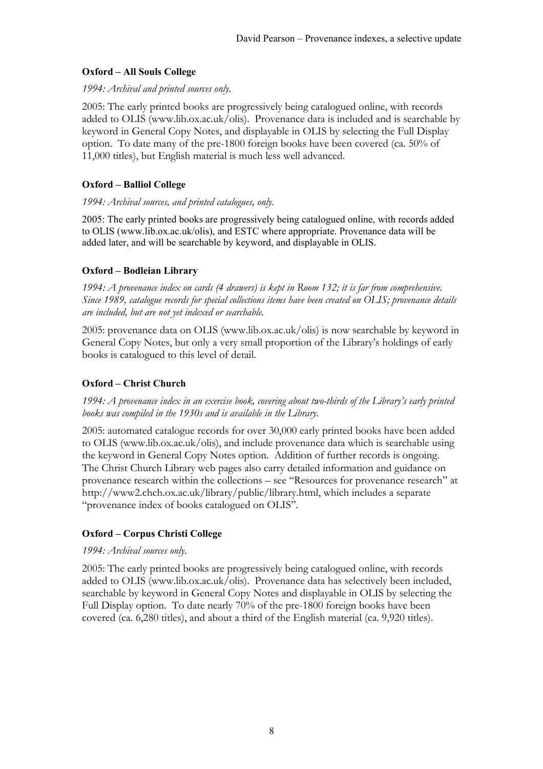**Oxford – All Souls College**

*1994: Archival and printed sources only.*

2005: The early printed books are progressively being catalogued online, with records added to OLIS (www.lib.ox.ac.uk/olis). Provenance data is included and is searchable by keyword in General Copy Notes, and displayable in OLIS by selecting the Full Display option. To date many of the pre-1800 foreign books have been covered (ca. 50% of 11,000 titles), but English material is much less well advanced.

**Oxford – Balliol College**

*1994: Archival sources, and printed catalogues, only.*

2005: The early printed books are progressively being catalogued online, with records added to OLIS (www.lib.ox.ac.uk/olis), and ESTC where appropriate. Provenance data will be added later, and will be searchable by keyword, and displayable in OLIS.

**Oxford – Bodleian Library**

*1994: A provenance index on cards (4 drawers) is kept in Room 132; it is far from comprehensive. Since 1989, catalogue records for special collections items have been created on OLIS; provenance details are included, but are not yet indexed or searchable.*

2005: provenance data on OLIS (www.lib.ox.ac.uk/olis) is now searchable by keyword in General Copy Notes, but only a very small proportion of the Library's holdings of early books is catalogued to this level of detail.

**Oxford – Christ Church**

*1994: A provenance index in an exercise book, covering about two-thirds of the Library's early printed books was compiled in the 1930s and is available in the Library.*

2005: automated catalogue records for over 30,000 early printed books have been added to OLIS (www.lib.ox.ac.uk/olis), and include provenance data which is searchable using the keyword in General Copy Notes option. Addition of further records is ongoing. The Christ Church Library web pages also carry detailed information and guidance on provenance research within the collections – see "Resources for provenance research" at http://www2.chch.ox.ac.uk/library/public/library.html, which includes a separate "provenance index of books catalogued on OLIS".

**Oxford – Corpus Christi College**

*1994: Archival sources only.*

2005: The early printed books are progressively being catalogued online, with records added to OLIS (www.lib.ox.ac.uk/olis). Provenance data has selectively been included, searchable by keyword in General Copy Notes and displayable in OLIS by selecting the Full Display option. To date nearly 70% of the pre-1800 foreign books have been covered (ca. 6,280 titles), and about a third of the English material (ca. 9,920 titles).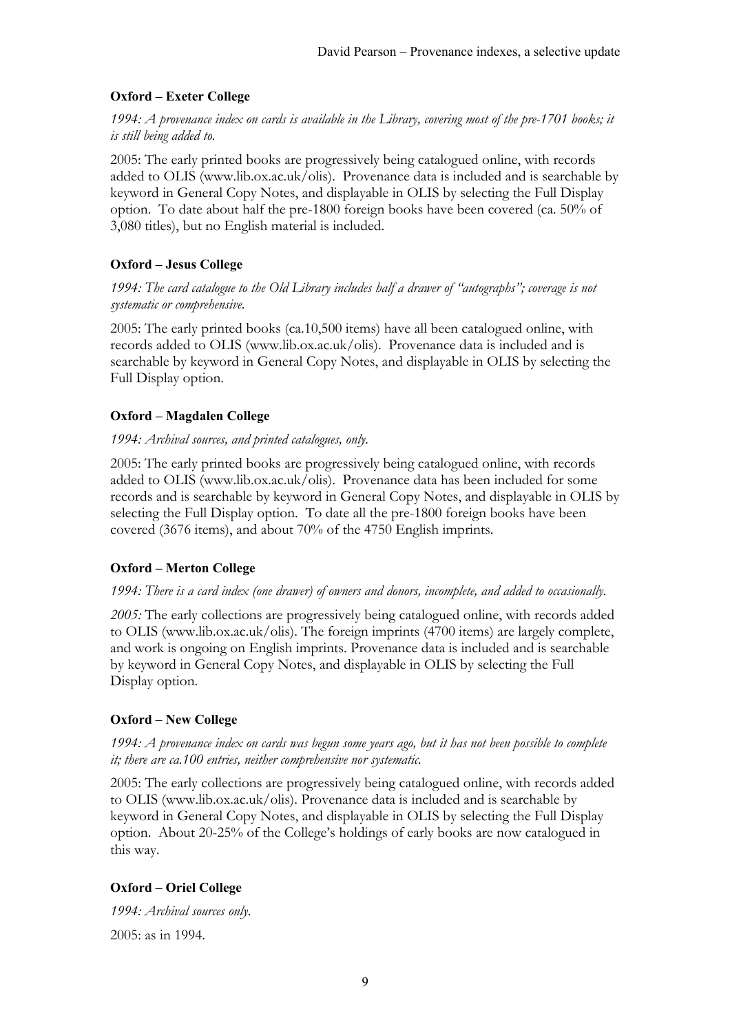**Oxford – Exeter College**

*1994: A provenance index on cards is available in the Library, covering most of the pre-1701 books; it is still being added to.*

2005: The early printed books are progressively being catalogued online, with records added to OLIS (www.lib.ox.ac.uk/olis). Provenance data is included and is searchable by keyword in General Copy Notes, and displayable in OLIS by selecting the Full Display option. To date about half the pre-1800 foreign books have been covered (ca. 50% of 3,080 titles), but no English material is included.

**Oxford – Jesus College**

*1994: The card catalogue to the Old Library includes half a drawer of "autographs"; coverage is not systematic or comprehensive.*

2005: The early printed books (ca.10,500 items) have all been catalogued online, with records added to OLIS (www.lib.ox.ac.uk/olis). Provenance data is included and is searchable by keyword in General Copy Notes, and displayable in OLIS by selecting the Full Display option.

**Oxford – Magdalen College**

*1994: Archival sources, and printed catalogues, only.*

2005: The early printed books are progressively being catalogued online, with records added to OLIS (www.lib.ox.ac.uk/olis). Provenance data has been included for some records and is searchable by keyword in General Copy Notes, and displayable in OLIS by selecting the Full Display option. To date all the pre-1800 foreign books have been covered (3676 items), and about 70% of the 4750 English imprints.

**Oxford – Merton College**

*1994: There is a card index (one drawer) of owners and donors, incomplete, and added to occasionally.*

*2005:* The early collections are progressively being catalogued online, with records added to OLIS (www.lib.ox.ac.uk/olis). The foreign imprints (4700 items) are largely complete, and work is ongoing on English imprints. Provenance data is included and is searchable by keyword in General Copy Notes, and displayable in OLIS by selecting the Full Display option.

**Oxford – New College**

*1994: A provenance index on cards was begun some years ago, but it has not been possible to complete it; there are ca.100 entries, neither comprehensive nor systematic.*

2005: The early collections are progressively being catalogued online, with records added to OLIS (www.lib.ox.ac.uk/olis). Provenance data is included and is searchable by keyword in General Copy Notes, and displayable in OLIS by selecting the Full Display option. About 20-25% of the College's holdings of early books are now catalogued in this way.

**Oxford – Oriel College**

*1994: Archival sources only.*

2005: as in 1994.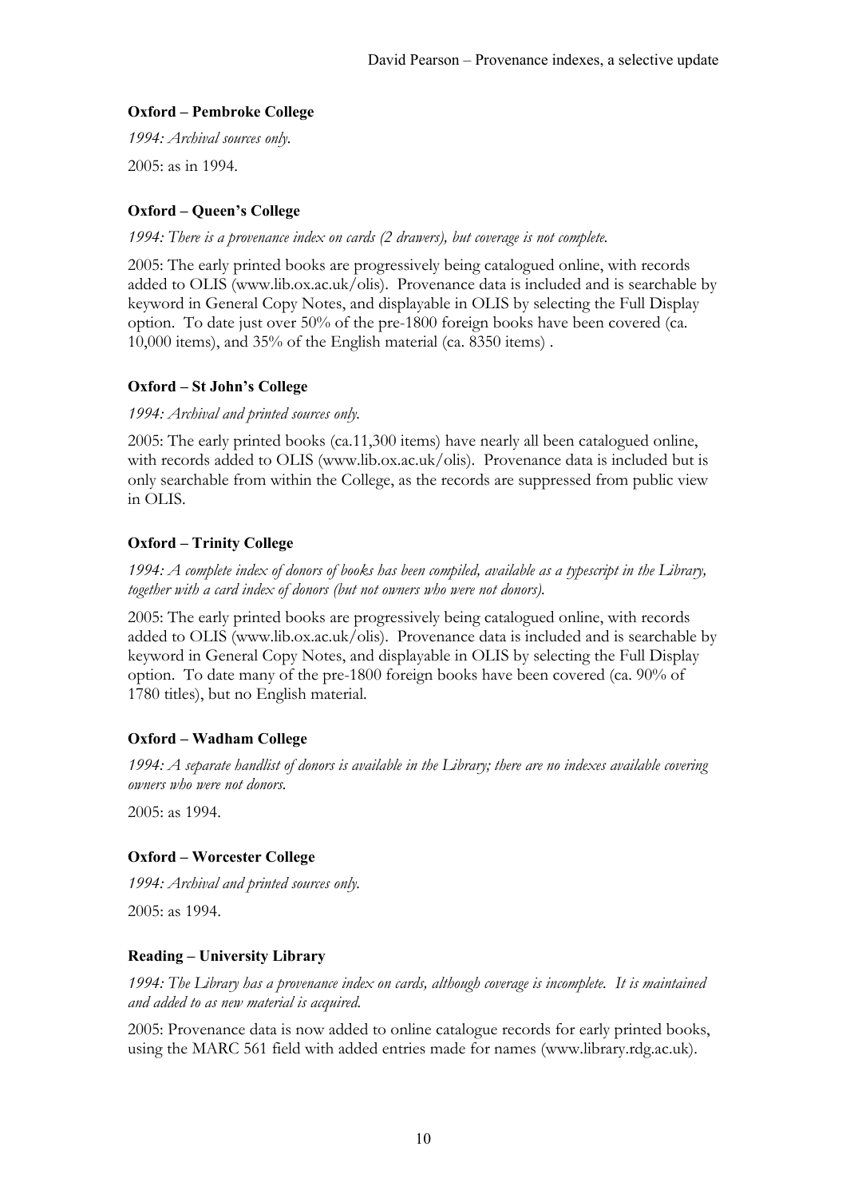**Oxford – Pembroke College**

*1994: Archival sources only.*

2005: as in 1994.

**Oxford – Queen's College**

*1994: There is a provenance index on cards (2 drawers), but coverage is not complete.*

2005: The early printed books are progressively being catalogued online, with records added to OLIS (www.lib.ox.ac.uk/olis). Provenance data is included and is searchable by keyword in General Copy Notes, and displayable in OLIS by selecting the Full Display option. To date just over 50% of the pre-1800 foreign books have been covered (ca. 10,000 items), and 35% of the English material (ca. 8350 items) .

**Oxford – St John's College**

*1994: Archival and printed sources only.*

2005: The early printed books (ca.11,300 items) have nearly all been catalogued online, with records added to OLIS (www.lib.ox.ac.uk/olis). Provenance data is included but is only searchable from within the College, as the records are suppressed from public view in OLIS.

**Oxford – Trinity College**

*1994: A complete index of donors of books has been compiled, available as a typescript in the Library, together with a card index of donors (but not owners who were not donors).*

2005: The early printed books are progressively being catalogued online, with records added to OLIS (www.lib.ox.ac.uk/olis). Provenance data is included and is searchable by keyword in General Copy Notes, and displayable in OLIS by selecting the Full Display option. To date many of the pre-1800 foreign books have been covered (ca. 90% of 1780 titles), but no English material.

**Oxford – Wadham College**

*1994: A separate handlist of donors is available in the Library; there are no indexes available covering owners who were not donors.*

2005: as 1994.

**Oxford – Worcester College**

*1994: Archival and printed sources only.*

2005: as 1994.

**Reading – University Library**

*1994: The Library has a provenance index on cards, although coverage is incomplete. It is maintained and added to as new material is acquired.*

2005: Provenance data is now added to online catalogue records for early printed books, using the MARC 561 field with added entries made for names (www.library.rdg.ac.uk).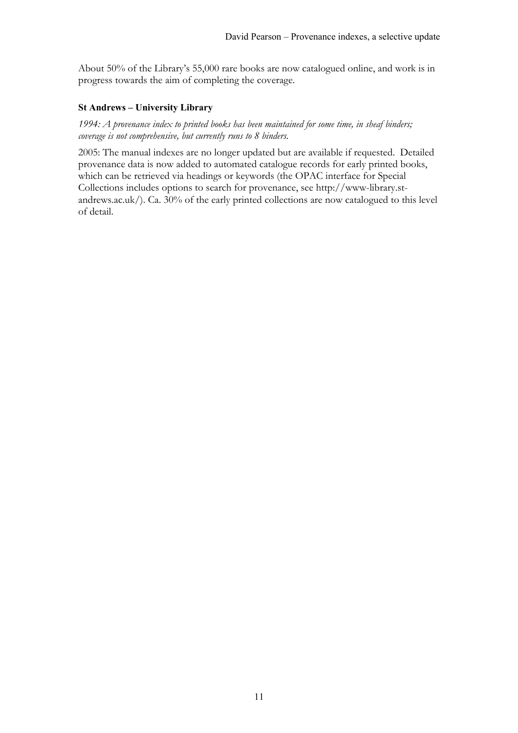About 50% of the Library's 55,000 rare books are now catalogued online, and work is in progress towards the aim of completing the coverage.

**St Andrews – University Library**

*1994: A provenance index to printed books has been maintained for some time, in sheaf binders; coverage is not comprehensive, but currently runs to 8 binders.*

2005: The manual indexes are no longer updated but are available if requested. Detailed provenance data is now added to automated catalogue records for early printed books, which can be retrieved via headings or keywords (the OPAC interface for Special Collections includes options to search for provenance, see http://www-library.st-andrews.ac.uk/). Ca. 30% of the early printed collections are now catalogued to this level of detail.